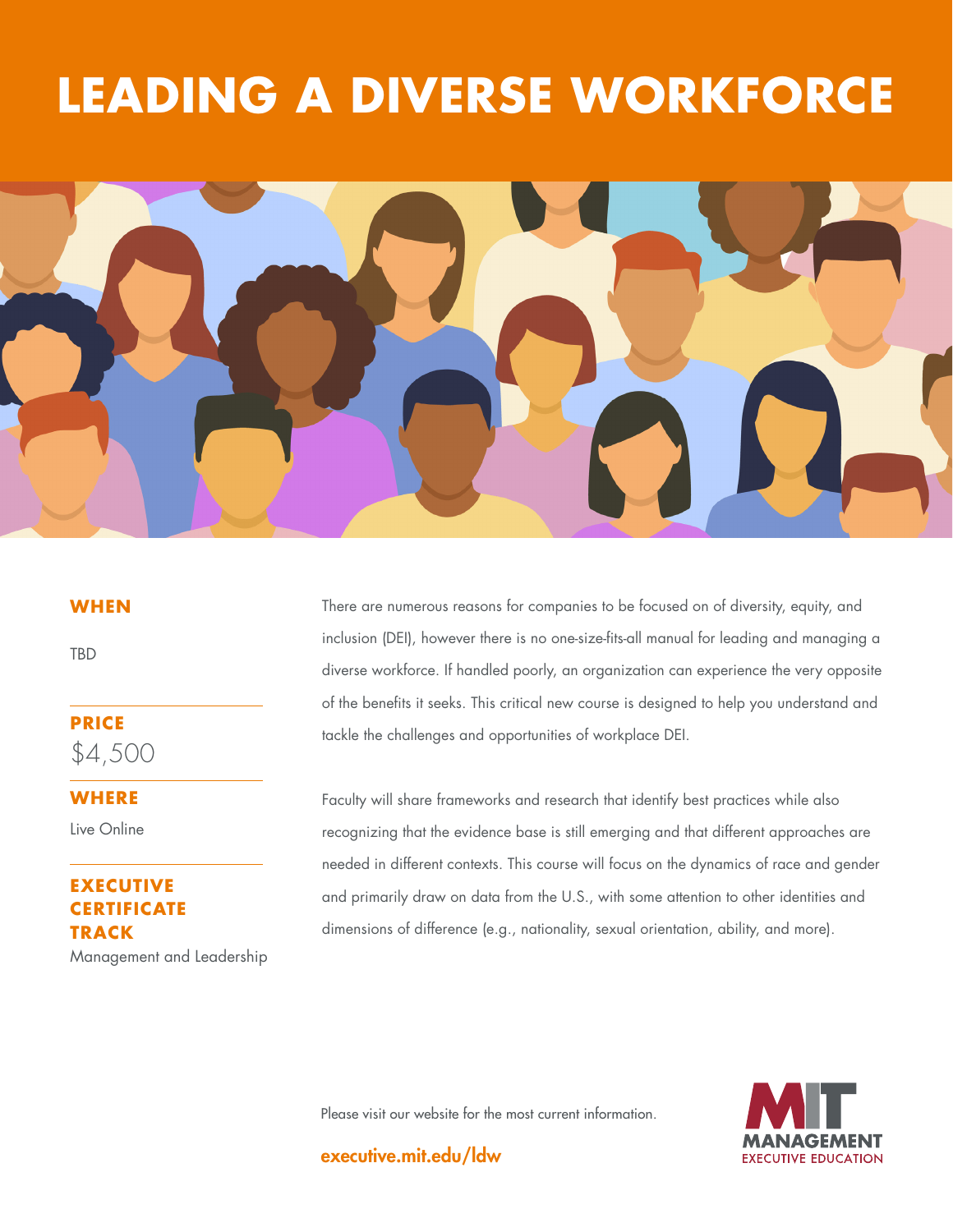# LEADING A DIVERSE WORKFORCE

### WHEN

TBD

### PRICE

$4,500

### WHERE

Live Online

### EXECUTIVE CERTIFICATE TRACK

Management and Leadership

There are numerous reasons for companies to be focused on of diversity, equity, and inclusion (DEI), however there is no one-size-fits-all manual for leading and managing a diverse workforce. If handled poorly, an organization can experience the very opposite of the benefits it seeks. This critical new course is designed to help you understand and tackle the challenges and opportunities of workplace DEI.

Faculty will share frameworks and research that identify best practices while also recognizing that the evidence base is still emerging and that different approaches are needed in different contexts. This course will focus on the dynamics of race and gender and primarily draw on data from the U.S., with some attention to other identities and dimensions of difference (e.g., nationality, sexual orientation, ability, and more).

Please visit our website for the most current information.

**executive.mit.edu/ldw**

MIT MANAGEMENT EXECUTIVE EDUCATION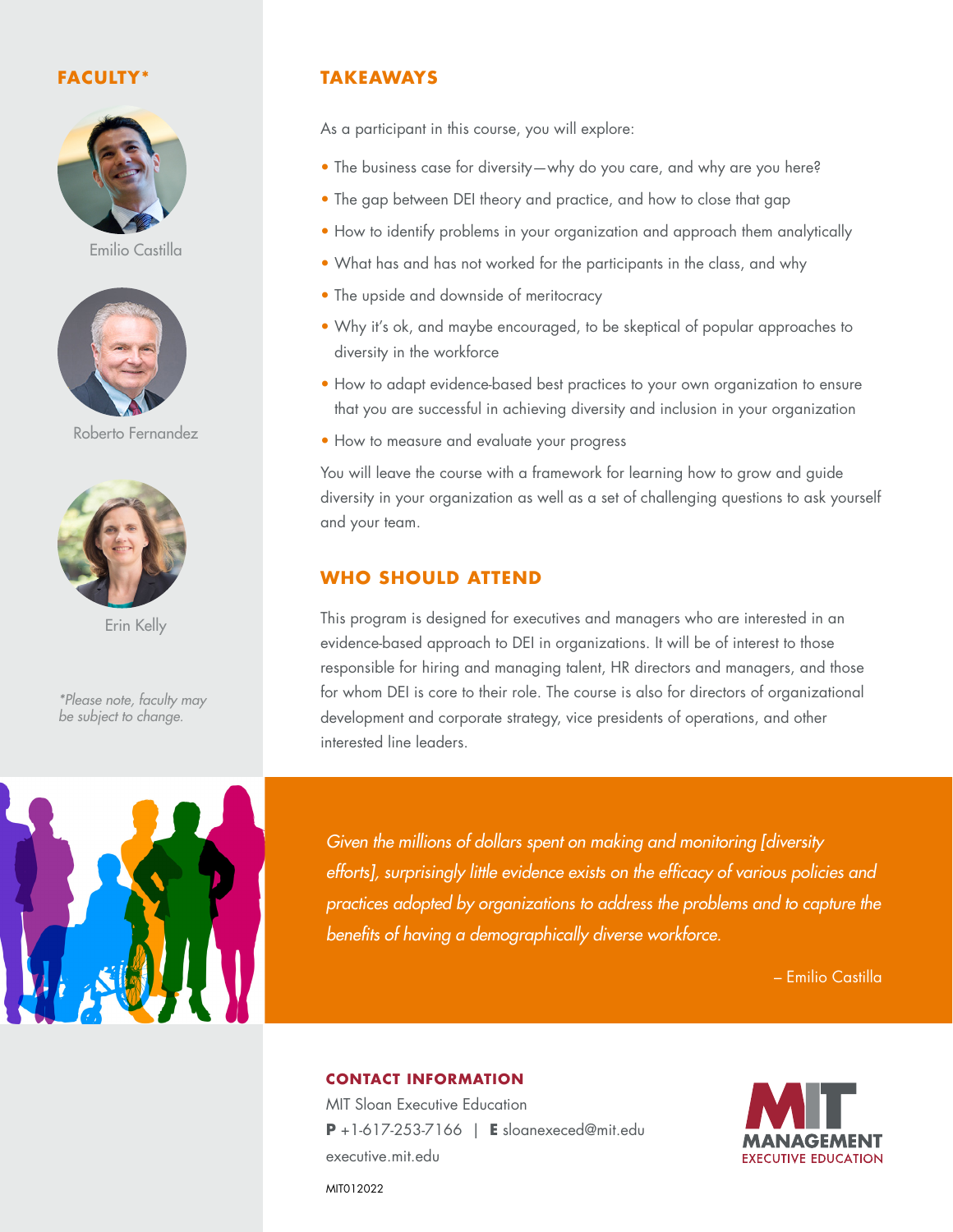## FACULTY*

Emilio Castilla

Roberto Fernandez

Erin Kelly

*\*Please note, faculty may be subject to change.*

## TAKEAWAYS

As a participant in this course, you will explore:

- The business case for diversity—why do you care, and why are you here?
- The gap between DEI theory and practice, and how to close that gap
- How to identify problems in your organization and approach them analytically
- What has and has not worked for the participants in the class, and why
- The upside and downside of meritocracy
- Why it's ok, and maybe encouraged, to be skeptical of popular approaches to diversity in the workforce
- How to adapt evidence-based best practices to your own organization to ensure that you are successful in achieving diversity and inclusion in your organization
- How to measure and evaluate your progress

You will leave the course with a framework for learning how to grow and guide diversity in your organization as well as a set of challenging questions to ask yourself and your team.

## WHO SHOULD ATTEND

This program is designed for executives and managers who are interested in an evidence-based approach to DEI in organizations. It will be of interest to those responsible for hiring and managing talent, HR directors and managers, and those for whom DEI is core to their role. The course is also for directors of organizational development and corporate strategy, vice presidents of operations, and other interested line leaders.

*Given the millions of dollars spent on making and monitoring [diversity efforts], surprisingly little evidence exists on the efficacy of various policies and practices adopted by organizations to address the problems and to capture the benefits of having a demographically diverse workforce.*

– Emilio Castilla

## CONTACT INFORMATION

MIT Sloan Executive Education

**P** +1-617-253-7166 | **E** sloanexeced@mit.edu

executive.mit.edu

MIT MANAGEMENT EXECUTIVE EDUCATION

MIT012022